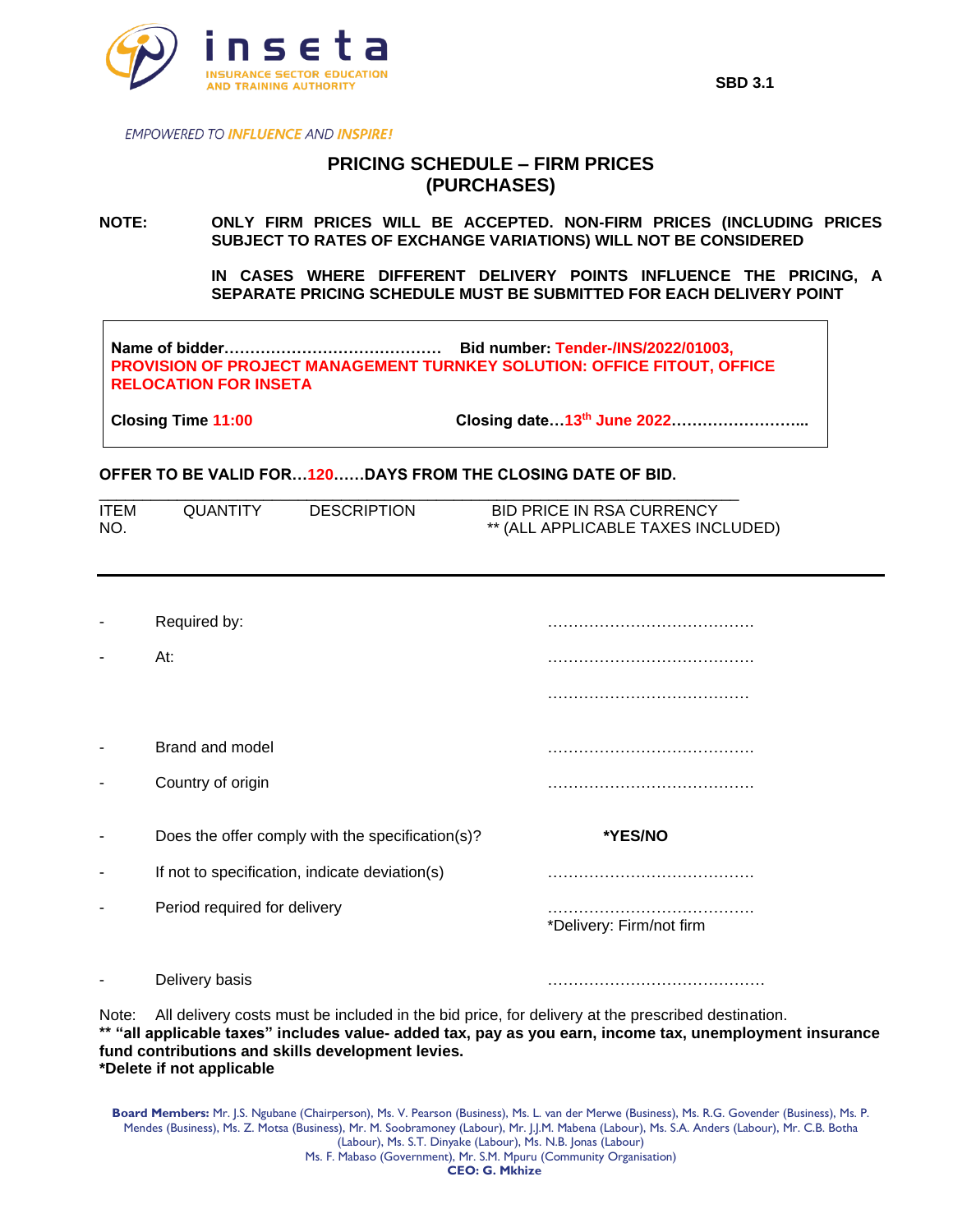inseta

INSURANCE SECTOR EDUCATION AND TRAINING AUTHORITY

SBD 3.1

*EMPOWERED TO INFLUENCE AND INSPIRE!*

# PRICING SCHEDULE – FIRM PRICES (PURCHASES)

**NOTE: ONLY FIRM PRICES WILL BE ACCEPTED. NON-FIRM PRICES (INCLUDING PRICES SUBJECT TO RATES OF EXCHANGE VARIATIONS) WILL NOT BE CONSIDERED**

**IN CASES WHERE DIFFERENT DELIVERY POINTS INFLUENCE THE PRICING, A SEPARATE PRICING SCHEDULE MUST BE SUBMITTED FOR EACH DELIVERY POINT**

**Name of bidder……………………………………… Bid number: Tender-/INS/2022/01003, PROVISION OF PROJECT MANAGEMENT TURNKEY SOLUTION: OFFICE FITOUT, OFFICE RELOCATION FOR INSETA**

**Closing Time 11:00 Closing date…13th June 2022……………………...**

**OFFER TO BE VALID FOR…120……DAYS FROM THE CLOSING DATE OF BID.**

| ITEM NO. | QUANTITY | DESCRIPTION | BID PRICE IN RSA CURRENCY ** (ALL APPLICABLE TAXES INCLUDED) |
|---|---|---|---|

- Required by: …………………………………
- At: …………………………………
  …………………………………
- Brand and model …………………………………
- Country of origin …………………………………
- Does the offer comply with the specification(s)? ***YES/NO**
- If not to specification, indicate deviation(s) …………………………………
- Period required for delivery …………………………………
  *Delivery: Firm/not firm
- Delivery basis ……………………………………

Note: All delivery costs must be included in the bid price, for delivery at the prescribed destination.
**\*\* "all applicable taxes" includes value- added tax, pay as you earn, income tax, unemployment insurance fund contributions and skills development levies.**
***Delete if not applicable**

**Board Members:** Mr. J.S. Ngubane (Chairperson), Ms. V. Pearson (Business), Ms. L. van der Merwe (Business), Ms. R.G. Govender (Business), Ms. P. Mendes (Business), Ms. Z. Motsa (Business), Mr. M. Soobramoney (Labour), Mr. J.J.M. Mabena (Labour), Ms. S.A. Anders (Labour), Mr. C.B. Botha (Labour), Ms. S.T. Dinyake (Labour), Ms. N.B. Jonas (Labour)
Ms. F. Mabaso (Government), Mr. S.M. Mpuru (Community Organisation)
**CEO: G. Mkhize**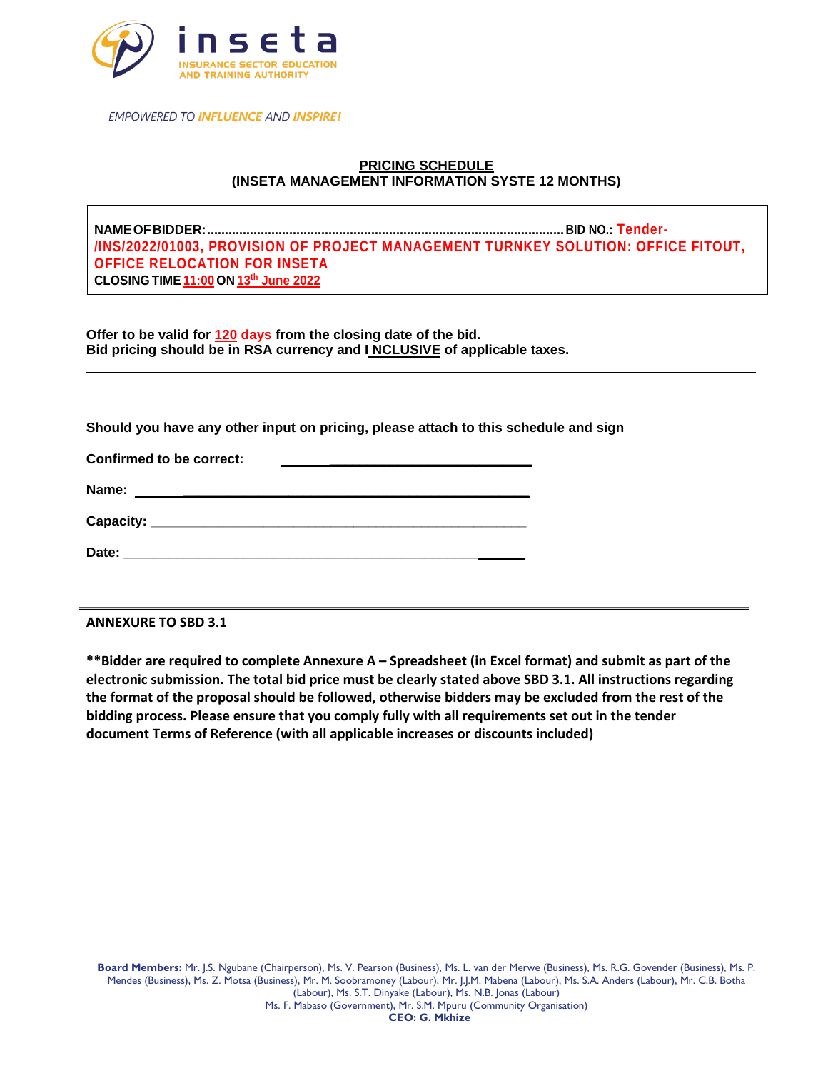**PRICING SCHEDULE**
**(INSETA MANAGEMENT INFORMATION SYSTE 12 MONTHS)**

**NAME OF BIDDER:...................................................................................................... BID NO.: Tender-/INS/2022/01003, PROVISION OF PROJECT MANAGEMENT TURNKEY SOLUTION: OFFICE FITOUT, OFFICE RELOCATION FOR INSETA**
**CLOSING TIME 11:00 ON 13th June 2022**

**Offer to be valid for 120 days from the closing date of the bid.**
**Bid pricing should be in RSA currency and I NCLUSIVE of applicable taxes.**

---

**Should you have any other input on pricing, please attach to this schedule and sign**

**Confirmed to be correct:** ______________________________

**Name:** ______________________________________________

**Capacity:** ___________________________________________

**Date:** ______________________________________________

---

**ANNEXURE TO SBD 3.1**

**\*\*Bidder are required to complete Annexure A – Spreadsheet (in Excel format) and submit as part of the electronic submission. The total bid price must be clearly stated above SBD 3.1. All instructions regarding the format of the proposal should be followed, otherwise bidders may be excluded from the rest of the bidding process. Please ensure that you comply fully with all requirements set out in the tender document Terms of Reference (with all applicable increases or discounts included)**